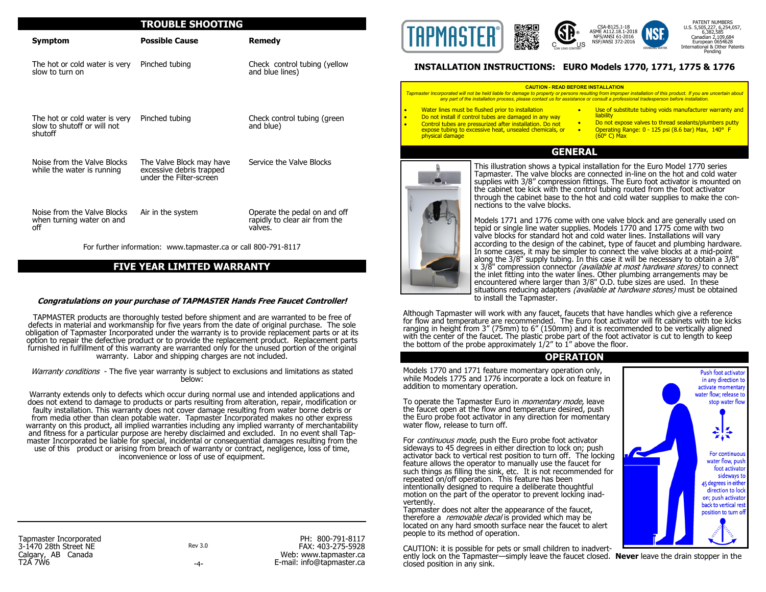## TROUBLE SHOOTING

| Symptom | Possible Cause | Remedy |
|---|---|---|
| The hot or cold water is very slow to turn on | Pinched tubing | Check control tubing (yellow and blue lines) |
| The hot or cold water is very slow to shutoff or will not shutoff | Pinched tubing | Check control tubing (green and blue) |
| Noise from the Valve Blocks while the water is running | The Valve Block may have excessive debris trapped under the Filter-screen | Service the Valve Blocks |
| Noise from the Valve Blocks when turning water on and off | Air in the system | Operate the pedal on and off rapidly to clear air from the valves. |

For further information: www.tapmaster.ca or call 800-791-8117

## FIVE YEAR LIMITED WARRANTY

***Congratulations on your purchase of TAPMASTER Hands Free Faucet Controller!***

TAPMASTER products are thoroughly tested before shipment and are warranted to be free of defects in material and workmanship for five years from the date of original purchase. The sole obligation of Tapmaster Incorporated under the warranty is to provide replacement parts or at its option to repair the defective product or to provide the replacement product. Replacement parts furnished in fulfillment of this warranty are warranted only for the unused portion of the original warranty. Labor and shipping charges are not included.

*Warranty conditions* - The five year warranty is subject to exclusions and limitations as stated below:

Warranty extends only to defects which occur during normal use and intended applications and does not extend to damage to products or parts resulting from alteration, repair, modification or faulty installation. This warranty does not cover damage resulting from water borne debris or from media other than clean potable water. Tapmaster Incorporated makes no other express warranty on this product, all implied warranties including any implied warranty of merchantability and fitness for a particular purpose are hereby disclaimed and excluded. In no event shall Tapmaster Incorporated be liable for special, incidental or consequential damages resulting from the use of this product or arising from breach of warranty or contract, negligence, loss of time, inconvenience or loss of use of equipment.

Tapmaster Incorporated
3-1470 28th Street NE
Calgary, AB Canada
T2A 7W6

Rev 3.0

PH: 800-791-8117
FAX: 403-275-5928
Web: www.tapmaster.ca
E-mail: info@tapmaster.ca

TAPMASTER®

CSA-B125.1-18
ASME A112.18.1-2018
NFS/ANSI 61-2016
NSF/ANSI 372-2016

PATENT NUMBERS
U.S. 5,505,227, 6,254,057, 6,382,585
Canadian 2,109,684
European 0654628
International & Other Patents Pending

# INSTALLATION INSTRUCTIONS: EURO Models 1770, 1771, 1775 & 1776

**CAUTION - READ BEFORE INSTALLATION**

*Tapmaster Incorporated will not be held liable for damage to property or persons resulting from improper installation of this product. If you are uncertain about any part of the installation process, please contact us for assistance or consult a professional tradesperson before installation.*

- Water lines must be flushed prior to installation
- Do not install if control tubes are damaged in any way
- Control tubes are pressurized after installation. Do not expose tubing to excessive heat, unsealed chemicals, or physical damage
- Use of substitute tubing voids manufacturer warranty and liability
- Do not expose valves to thread sealants/plumbers putty
- Operating Range: 0 - 125 psi (8.6 bar) Max, 140° F (60° C) Max

## GENERAL

This illustration shows a typical installation for the Euro Model 1770 series Tapmaster. The valve blocks are connected in-line on the hot and cold water supplies with 3/8" compression fittings. The Euro foot activator is mounted on the cabinet toe kick with the control tubing routed from the foot activator through the cabinet base to the hot and cold water supplies to make the connections to the valve blocks.

Models 1771 and 1776 come with one valve block and are generally used on tepid or single line water supplies. Models 1770 and 1775 come with two valve blocks for standard hot and cold water lines. Installations will vary according to the design of the cabinet, type of faucet and plumbing hardware. In some cases, it may be simpler to connect the valve blocks at a mid-point along the 3/8" supply tubing. In this case it will be necessary to obtain a 3/8" x 3/8" compression connector *(available at most hardware stores)* to connect the inlet fitting into the water lines. Other plumbing arrangements may be encountered where larger than 3/8" O.D. tube sizes are used. In these situations reducing adapters *(available at hardware stores)* must be obtained to install the Tapmaster.

Although Tapmaster will work with any faucet, faucets that have handles which give a reference for flow and temperature are recommended. The Euro foot activator will fit cabinets with toe kicks ranging in height from 3" (75mm) to 6" (150mm) and it is recommended to be vertically aligned with the center of the faucet. The plastic probe part of the foot activator is cut to length to keep the bottom of the probe approximately 1/2" to 1" above the floor.

## OPERATION

Models 1770 and 1771 feature momentary operation only, while Models 1775 and 1776 incorporate a lock on feature in addition to momentary operation.

To operate the Tapmaster Euro in *momentary mode*, leave the faucet open at the flow and temperature desired, push the Euro probe foot activator in any direction for momentary water flow, release to turn off.

For *continuous mode*, push the Euro probe foot activator sideways to 45 degrees in either direction to lock on; push activator back to vertical rest position to turn off. The locking feature allows the operator to manually use the faucet for such things as filling the sink, etc. It is not recommended for repeated on/off operation. This feature has been intentionally designed to require a deliberate thoughtful motion on the part of the operator to prevent locking inadvertently.

Tapmaster does not alter the appearance of the faucet, therefore a *removable decal* is provided which may be located on any hard smooth surface near the faucet to alert people to its method of operation.

Push foot activator in any direction to activate momentary water flow; release to stop water flow

For continuous water flow, push foot activator sideways to 45 degrees in either direction to lock on; push activator back to vertical rest position to turn off

CAUTION: it is possible for pets or small children to inadvertently lock on the Tapmaster—simply leave the faucet closed. **Never** leave the drain stopper in the closed position in any sink.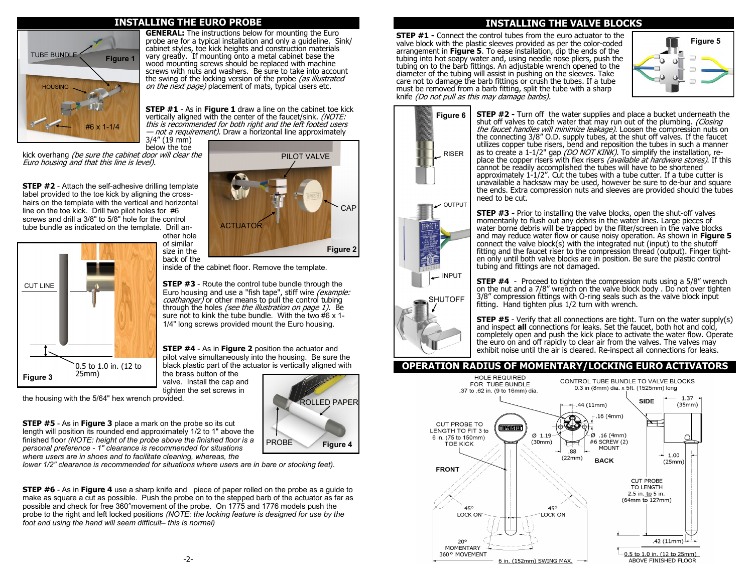## INSTALLING THE EURO PROBE

**GENERAL:** The instructions below for mounting the Euro probe are for a typical installation and only a guideline. Sink/ cabinet styles, toe kick heights and construction materials vary greatly. If mounting onto a metal cabinet base the wood mounting screws should be replaced with machine screws with nuts and washers. Be sure to take into account the swing of the locking version of the probe *(as illustrated on the next page)* placement of mats, typical users etc.

TUBE BUNDLE
HOUSING
#6 x 1-1/4
Figure 1

**STEP #1** - As in **Figure 1** draw a line on the cabinet toe kick vertically aligned with the center of the faucet/sink. *(NOTE: this is recommended for both right and the left footed users — not a requirement).* Draw a horizontal line approximately 3/4" (19 mm) below the toe kick overhang *(be sure the cabinet door will clear the Euro housing and that this line is level).*

**STEP #2** - Attach the self-adhesive drilling template label provided to the toe kick by aligning the cross-hairs on the template with the vertical and horizontal line on the toe kick. Drill two pilot holes for #6 screws and drill a 3/8" to 5/8" hole for the control tube bundle as indicated on the template. Drill another hole of similar size in the back of the inside of the cabinet floor. Remove the template.

PILOT VALVE
CAP
ACTUATOR
Figure 2

CUT LINE
0.5 to 1.0 in. (12 to 25mm)
Figure 3

**STEP #3** - Route the control tube bundle through the Euro housing and use a "fish tape", stiff wire *(example: coathanger)* or other means to pull the control tubing through the holes *(see the illustration on page 1).* Be sure not to kink the tube bundle. With the two #6 x 1-1/4" long screws provided mount the Euro housing.

**STEP #4** - As in **Figure 2** position the actuator and pilot valve simultaneously into the housing. Be sure the black plastic part of the actuator is vertically aligned with the brass button of the valve. Install the cap and tighten the set screws in the housing with the 5/64" hex wrench provided.

ROLLED PAPER
PROBE
Figure 4

**STEP #5** - As in **Figure 3** place a mark on the probe so its cut length will position its rounded end approximately 1/2 to 1" above the finished floor *(NOTE: height of the probe above the finished floor is a personal preference - 1" clearance is recommended for situations where users are in shoes and to facilitate cleaning, whereas, the lower 1/2" clearance is recommended for situations where users are in bare or stocking feet).*

**STEP #6** - As in **Figure 4** use a sharp knife and piece of paper rolled on the probe as a guide to make as square a cut as possible. Push the probe on to the stepped bark of the actuator as far as possible and check for free 360°movement of the probe. On 1775 and 1776 models push the probe to the right and left locked positions *(NOTE: the locking feature is designed for use by the foot and using the hand will seem difficult– this is normal)*

## INSTALLING THE VALVE BLOCKS

**STEP #1 -** Connect the control tubes from the euro actuator to the valve block with the plastic sleeves provided as per the color-coded arrangement in **Figure 5**. To ease installation, dip the ends of the tubing into hot soapy water and, using needle nose pliers, push the tubing on to the barb fittings. An adjustable wrench opened to the diameter of the tubing will assist in pushing on the sleeves. Take care not to damage the barb fittings or crush the tubes. If a tube must be removed from a barb fitting, split the tube with a sharp knife *(Do not pull as this may damage barbs).*

Figure 5

Figure 6
RISER
OUTPUT
INPUT
SHUTOFF

**STEP #2 -** Turn off the water supplies and place a bucket underneath the shut off valves to catch water that may run out of the plumbing. *(Closing the faucet handles will minimize leakage).* Loosen the compression nuts on the connecting 3/8" O.D. supply tubes, at the shut off valves. If the faucet utilizes copper tube risers, bend and reposition the tubes in such a manner as to create a 1-1/2" gap *(DO NOT KINK).* To simplify the installation, replace the copper risers with flex risers *(available at hardware stores).* If this cannot be readily accomplished the tubes will have to be shortened approximately 1-1/2". Cut the tubes with a tube cutter. If a tube cutter is unavailable a hacksaw may be used, however be sure to de-bur and square the ends. Extra compression nuts and sleeves are provided should the tubes need to be cut.

**STEP #3 -** Prior to installing the valve blocks, open the shut-off valves momentarily to flush out any debris in the water lines. Large pieces of water borne debris will be trapped by the filter/screen in the valve blocks and may reduce water flow or cause noisy operation. As shown in **Figure 5** connect the valve block(s) with the integrated nut (input) to the shutoff fitting and the faucet riser to the compression thread (output). Finger tighten only until both valve blocks are in position. Be sure the plastic control tubing and fittings are not damaged.

**STEP #4** - Proceed to tighten the compression nuts using a 5/8" wrench on the nut and a 7/8" wrench on the valve block body . Do not over tighten 3/8" compression fittings with O-ring seals such as the valve block input fitting. Hand tighten plus 1/2 turn with wrench.

**STEP #5** - Verify that all connections are tight. Turn on the water supply(s) and inspect **all** connections for leaks. Set the faucet, both hot and cold, completely open and push the kick place to activate the water flow. Operate the euro on and off rapidly to clear air from the valves. The valves may exhibit noise until the air is cleared. Re-inspect all connections for leaks.

## OPERATION RADIUS OF MOMENTARY/LOCKING EURO ACTIVATORS

HOLE REQUIRED FOR TUBE BUNDLE .37 to .62 in. (9 to 16mm) dia.
CONTROL TUBE BUNDLE TO VALVE BLOCKS 0.3 in (8mm) dia. x 5ft. (1525mm) long
.44 (11mm)
.16 (4mm)
CUT PROBE TO LENGTH TO FIT 3 to 6 in. (75 to 150mm) TOE KICK
Ø 1.19 (30mm)
Ø .16 (4mm) #6 SCREW (2) MOUNT
.88 (22mm)
FRONT
BACK
SIDE
1.37 (35mm)
1.00 (25mm)
CUT PROBE TO LENGTH 2.5 in. to 5 in. (64mm to 127mm)
45° LOCK ON
45° LOCK ON
20° MOMENTARY
360° MOVEMENT
6 in. (152mm) SWING MAX.
.42 (11mm)
0.5 to 1.0 in. (12 to 25mm) ABOVE FINISHED FLOOR